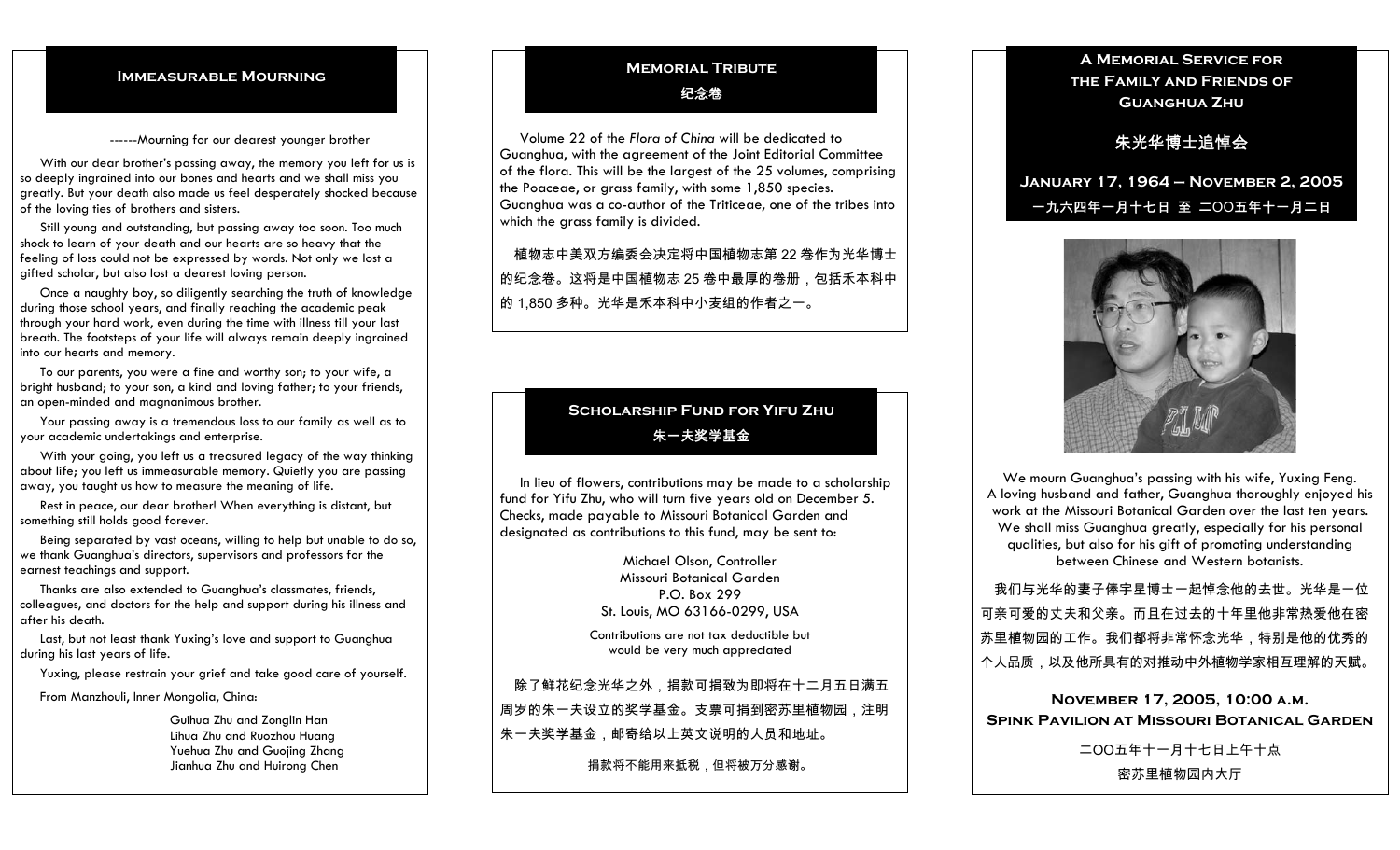## Immeasurable Mourning

------Mourning for our dearest younger brother

With our dear brother's passing away, the memory you left for us is so deeply ingrained into our bones and hearts and we shall miss you greatly. But your death also made us feel desperately shocked because of the loving ties of brothers and sisters.

Still young and outstanding, but passing away too soon. Too much shock to learn of your death and our hearts are so heavy that the feeling of loss could not be expressed by words. Not only we lost a gifted scholar, but also lost a dearest loving person.

Once a naughty boy, so diligently searching the truth of knowledge during those school years, and finally reaching the academic peak through your hard work, even during the time with illness till your last breath. The footsteps of your life will always remain deeply ingrained into our hearts and memory.

To our parents, you were a fine and worthy son; to your wife, a bright husband; to your son, a kind and loving father; to your friends, an open-minded and magnanimous brother.

Your passing away is a tremendous loss to our family as well as to your academic undertakings and enterprise.

With your going, you left us a treasured legacy of the way thinking about life; you left us immeasurable memory. Quietly you are passing away, you taught us how to measure the meaning of life.

Rest in peace, our dear brother! When everything is distant, but something still holds good forever.

Being separated by vast oceans, willing to help but unable to do so, we thank Guanghua's directors, supervisors and professors for the earnest teachings and support.

Thanks are also extended to Guanghua's classmates, friends, colleagues, and doctors for the help and support during his illness and after his death.

Last, but not least thank Yuxing's love and support to Guanghua during his last years of life.

Yuxing, please restrain your grief and take good care of yourself.

From Manzhouli, Inner Mongolia, China:

Guihua Zhu and Zonglin Han
Lihua Zhu and Ruozhou Huang
Yuehua Zhu and Guojing Zhang
Jianhua Zhu and Huirong Chen

## Memorial Tribute

### 纪念卷

Volume 22 of the *Flora of China* will be dedicated to Guanghua, with the agreement of the Joint Editorial Committee of the flora. This will be the largest of the 25 volumes, comprising the Poaceae, or grass family, with some 1,850 species. Guanghua was a co-author of the Triticeae, one of the tribes into which the grass family is divided.

植物志中美双方编委会决定将中国植物志第 22 卷作为光华博士的纪念卷。这将是中国植物志 25 卷中最厚的卷册，包括禾本科中的 1,850 多种。光华是禾本科中小麦组的作者之一。

## Scholarship Fund for Yifu Zhu

### 朱一夫奖学基金

In lieu of flowers, contributions may be made to a scholarship fund for Yifu Zhu, who will turn five years old on December 5. Checks, made payable to Missouri Botanical Garden and designated as contributions to this fund, may be sent to:

Michael Olson, Controller
Missouri Botanical Garden
P.O. Box 299
St. Louis, MO 63166-0299, USA

Contributions are not tax deductible but would be very much appreciated

除了鲜花纪念光华之外，捐款可捐致为即将在十二月五日满五周岁的朱一夫设立的奖学基金。支票可捐到密苏里植物园，注明朱一夫奖学基金，邮寄给以上英文说明的人员和地址。

捐款将不能用来抵税，但将被万分感谢。

## A Memorial Service for the Family and Friends of Guanghua Zhu

### 朱光华博士追悼会

**January 17, 1964 – November 2, 2005**

一九六四年一月十七日 至 二OO五年十一月二日

We mourn Guanghua's passing with his wife, Yuxing Feng. A loving husband and father, Guanghua thoroughly enjoyed his work at the Missouri Botanical Garden over the last ten years. We shall miss Guanghua greatly, especially for his personal qualities, but also for his gift of promoting understanding between Chinese and Western botanists.

我们与光华的妻子俸宇星博士一起悼念他的去世。光华是一位可亲可爱的丈夫和父亲。而且在过去的十年里他非常热爱他在密苏里植物园的工作。我们都将非常怀念光华，特别是他的优秀的个人品质，以及他所具有的对推动中外植物学家相互理解的天赋。

**November 17, 2005, 10:00 a.m.**
**Spink Pavilion at Missouri Botanical Garden**

二OO五年十一月十七日上午十点

密苏里植物园内大厅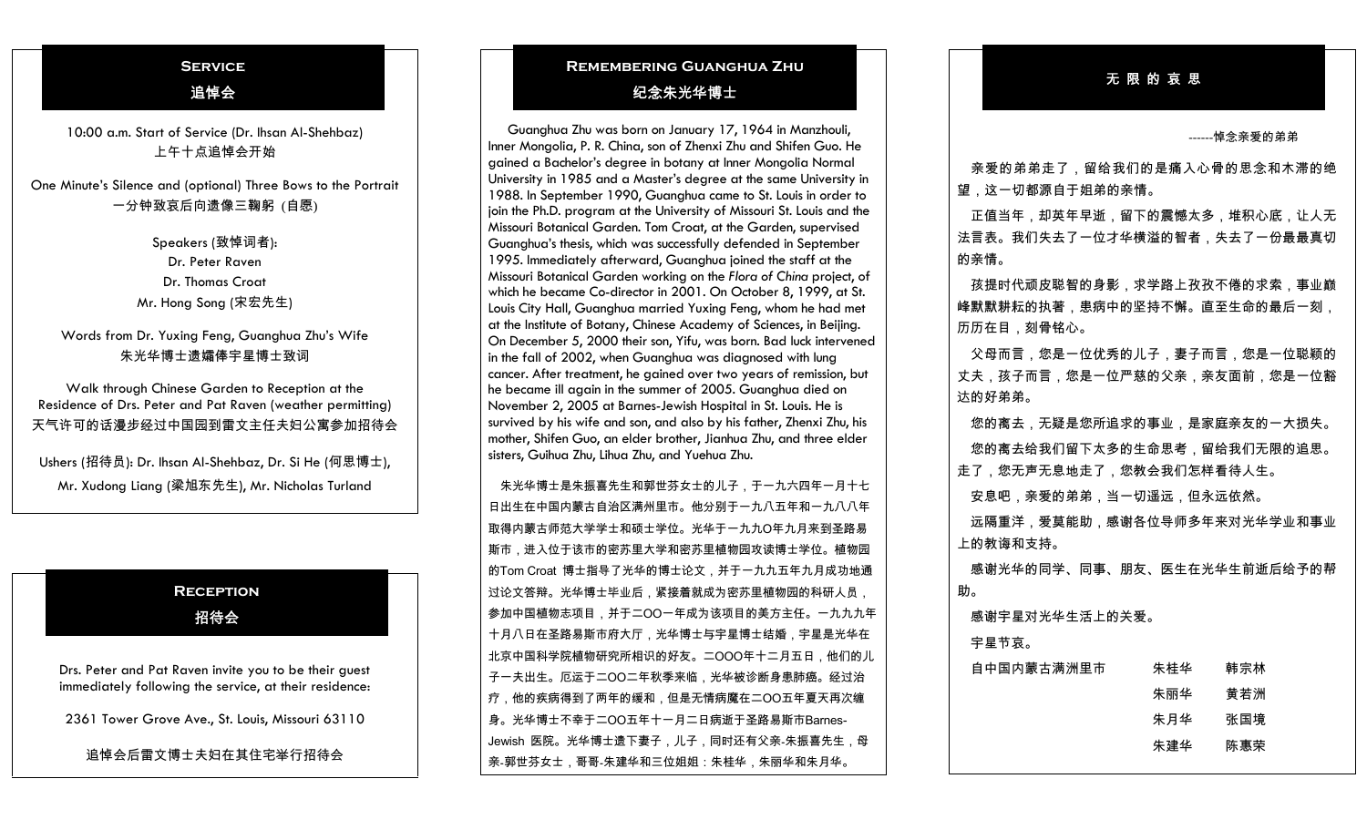## Service
## 追悼会

10:00 a.m. Start of Service (Dr. Ihsan Al-Shehbaz)
上午十点追悼会开始

One Minute's Silence and (optional) Three Bows to the Portrait
一分钟致哀后向遗像三鞠躬（自愿）

Speakers (致悼词者):
Dr. Peter Raven
Dr. Thomas Croat
Mr. Hong Song (宋宏先生)

Words from Dr. Yuxing Feng, Guanghua Zhu's Wife
朱光华博士遗孀俸宇星博士致词

Walk through Chinese Garden to Reception at the Residence of Drs. Peter and Pat Raven (weather permitting)
天气许可的话漫步经过中国园到雷文主任夫妇公寓参加招待会

Ushers (招待员): Dr. Ihsan Al-Shehbaz, Dr. Si He (何思博士), Mr. Xudong Liang (梁旭东先生), Mr. Nicholas Turland

## Reception
## 招待会

Drs. Peter and Pat Raven invite you to be their guest immediately following the service, at their residence:

2361 Tower Grove Ave., St. Louis, Missouri 63110

追悼会后雷文博士夫妇在其住宅举行招待会

## Remembering Guanghua Zhu
## 纪念朱光华博士

Guanghua Zhu was born on January 17, 1964 in Manzhouli, Inner Mongolia, P. R. China, son of Zhenxi Zhu and Shifen Guo. He gained a Bachelor's degree in botany at Inner Mongolia Normal University in 1985 and a Master's degree at the same University in 1988. In September 1990, Guanghua came to St. Louis in order to join the Ph.D. program at the University of Missouri St. Louis and the Missouri Botanical Garden. Tom Croat, at the Garden, supervised Guanghua's thesis, which was successfully defended in September 1995. Immediately afterward, Guanghua joined the staff at the Missouri Botanical Garden working on the *Flora of China* project, of which he became Co-director in 2001. On October 8, 1999, at St. Louis City Hall, Guanghua married Yuxing Feng, whom he had met at the Institute of Botany, Chinese Academy of Sciences, in Beijing. On December 5, 2000 their son, Yifu, was born. Bad luck intervened in the fall of 2002, when Guanghua was diagnosed with lung cancer. After treatment, he gained over two years of remission, but he became ill again in the summer of 2005. Guanghua died on November 2, 2005 at Barnes-Jewish Hospital in St. Louis. He is survived by his wife and son, and also by his father, Zhenxi Zhu, his mother, Shifen Guo, an elder brother, Jianhua Zhu, and three elder sisters, Guihua Zhu, Lihua Zhu, and Yuehua Zhu.

朱光华博士是朱振喜先生和郭世芬女士的儿子，于一九六四年一月十七日出生在中国内蒙古自治区满州里市。他分别于一九八五年和一九八八年取得内蒙古师范大学学士和硕士学位。光华于一九九O年九月来到圣路易斯市，进入位于该市的密苏里大学和密苏里植物园攻读博士学位。植物园的Tom Croat 博士指导了光华的博士论文，并于一九九五年九月成功地通过论文答辩。光华博士毕业后，紧接着就成为密苏里植物园的科研人员，参加中国植物志项目，并于二OO一年成为该项目的美方主任。一九九九年十月八日在圣路易斯市府大厅，光华博士与宇星博士结婚，宇星是光华在北京中国科学院植物研究所相识的好友。二OOO年十二月五日，他们的儿子一夫出生。厄运于二OO二年秋季来临，光华被诊断身患肺癌。经过治疗，他的疾病得到了两年的缓和，但是无情病魔在二OO五年夏天再次缠身。光华博士不幸于二OO五年十一月二日病逝于圣路易斯市Barnes-Jewish 医院。光华博士遗下妻子，儿子，同时还有父亲-朱振喜先生，母亲-郭世芬女士，哥哥-朱建华和三位姐姐：朱桂华，朱丽华和朱月华。

## 无 限 的 哀 思

------悼念亲爱的弟弟

亲爱的弟弟走了，留给我们的是痛入心骨的思念和木滞的绝望，这一切都源自于姐弟的亲情。

正值当年，却英年早逝，留下的震憾太多，堆积心底，让人无法言表。我们失去了一位才华横溢的智者，失去了一份最最真切的亲情。

孩提时代顽皮聪智的身影，求学路上孜孜不倦的求索，事业巅峰默默耕耘的执著，患病中的坚持不懈。直至生命的最后一刻，历历在目，刻骨铭心。

父母而言，您是一位优秀的儿子，妻子而言，您是一位聪颖的丈夫，孩子而言，您是一位严慈的父亲，亲友面前，您是一位豁达的好弟弟。

您的离去，无疑是您所追求的事业，是家庭亲友的一大损失。

您的离去给我们留下太多的生命思考，留给我们无限的追思。走了，您无声无息地走了，您教会我们怎样看待人生。

安息吧，亲爱的弟弟，当一切遥远，但永远依然。

远隔重洋，爱莫能助，感谢各位导师多年来对光华学业和事业上的教诲和支持。

感谢光华的同学、同事、朋友、医生在光华生前逝后给予的帮助。

感谢宇星对光华生活上的关爱。

宇星节哀。

自中国内蒙古满洲里市　　朱桂华　　韩宗林
　　　　　　　　　　　　朱丽华　　黄若洲
　　　　　　　　　　　　朱月华　　张国境
　　　　　　　　　　　　朱建华　　陈惠荣